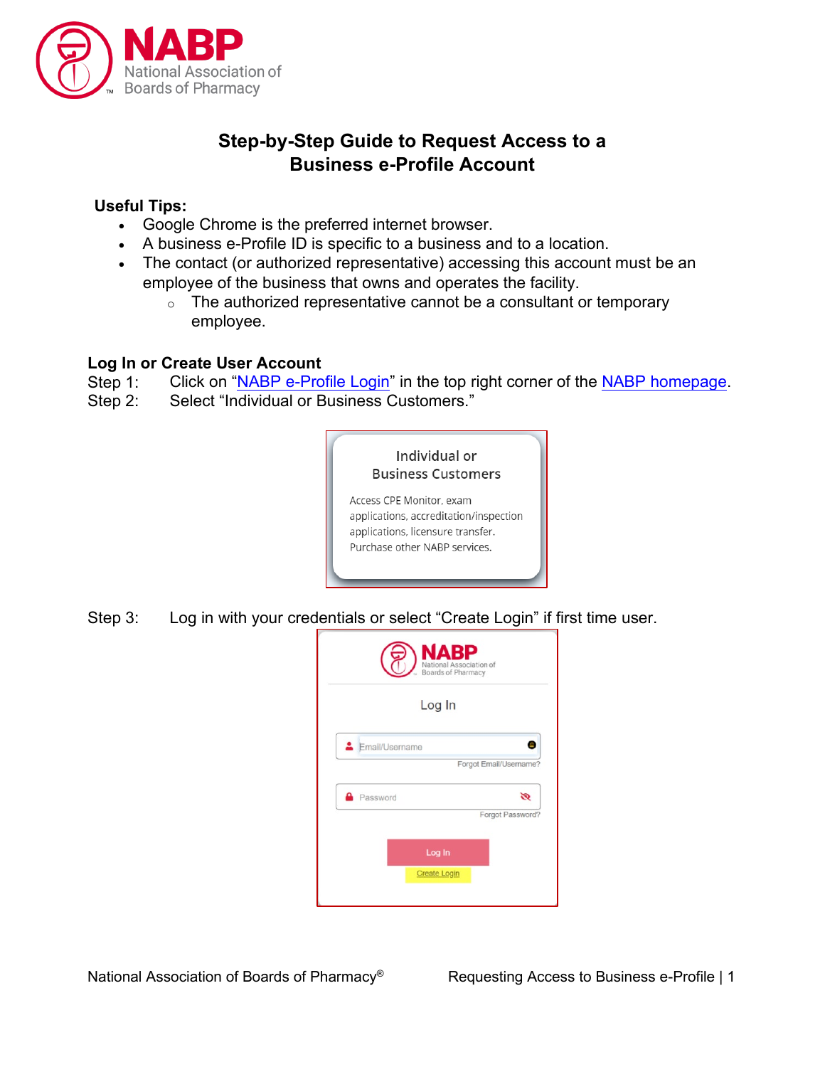# Step-by-Step Guide to Request Access to a Business e-Profile Account

**Useful Tips:**

- Google Chrome is the preferred internet browser.
- A business e-Profile ID is specific to a business and to a location.
- The contact (or authorized representative) accessing this account must be an employee of the business that owns and operates the facility.
  - The authorized representative cannot be a consultant or temporary employee.

## Log In or Create User Account

Step 1: Click on "NABP e-Profile Login" in the top right corner of the NABP homepage.

Step 2: Select "Individual or Business Customers."

Step 3: Log in with your credentials or select "Create Login" if first time user.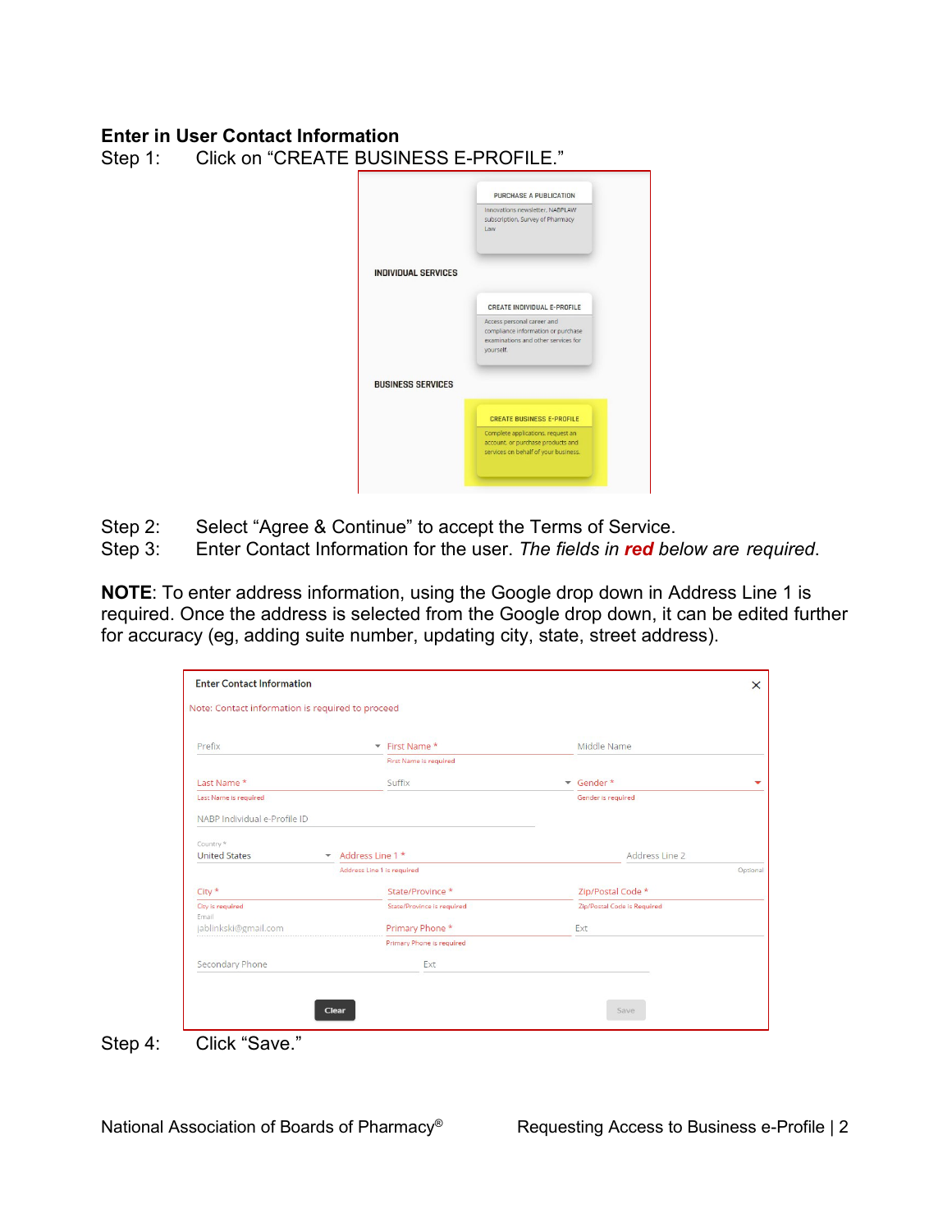**Enter in User Contact Information**

Step 1: Click on "CREATE BUSINESS E-PROFILE."

Step 2: Select "Agree & Continue" to accept the Terms of Service.

Step 3: Enter Contact Information for the user. *The fields in* ***red*** *below are required*.

**NOTE**: To enter address information, using the Google drop down in Address Line 1 is required. Once the address is selected from the Google drop down, it can be edited further for accuracy (eg, adding suite number, updating city, state, street address).

Step 4: Click "Save."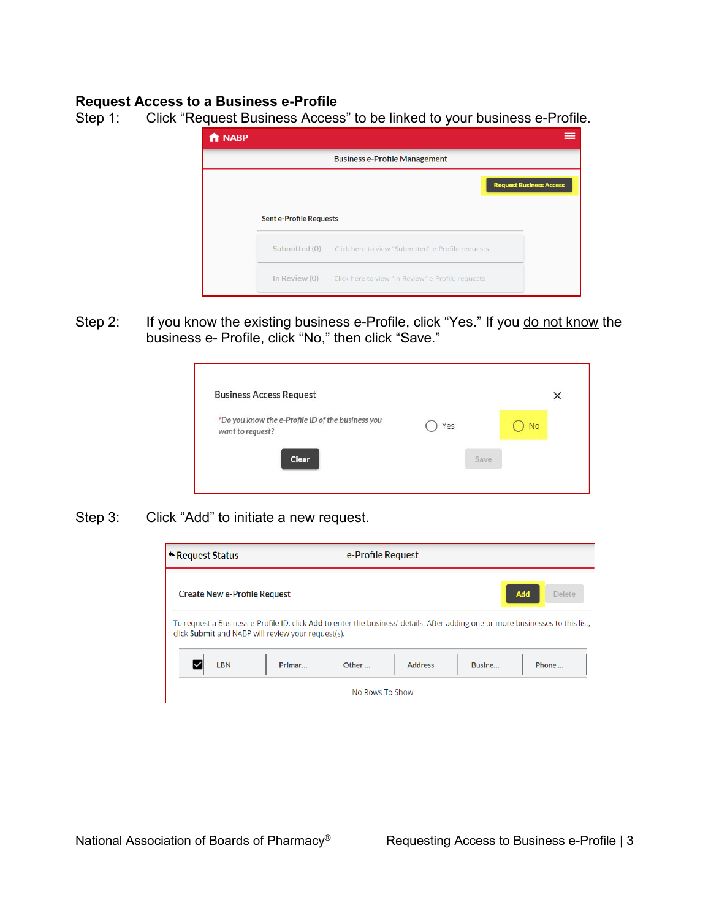## Request Access to a Business e-Profile

Step 1: Click "Request Business Access" to be linked to your business e-Profile.

Step 2: If you know the existing business e-Profile, click "Yes." If you do not know the business e- Profile, click "No," then click "Save."

Step 3: Click "Add" to initiate a new request.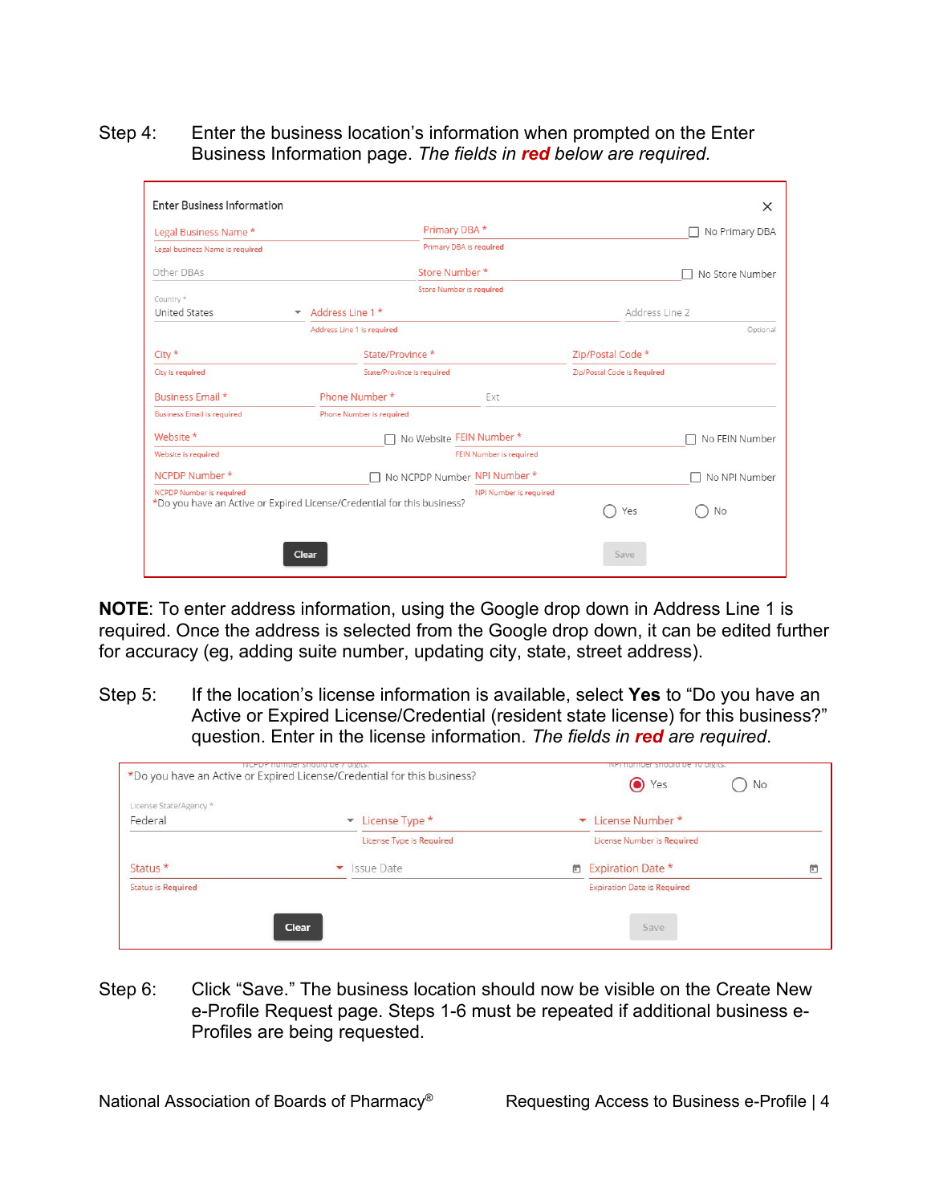Step 4: Enter the business location's information when prompted on the Enter Business Information page. *The fields in **red** below are required.*

Enter Business Information

Legal Business Name *
Legal business Name is required

Primary DBA *
Primary DBA is required

No Primary DBA

Other DBAs

Store Number *
Store Number is required

No Store Number

Country *
United States

Address Line 1 *
Address Line 1 is required

Address Line 2
Optional

City *
City is required

State/Province *
State/Province is required

Zip/Postal Code *
Zip/Postal Code is Required

Business Email *
Business Email is required

Phone Number *
Phone Number is required

Ext

Website *
Website is required

No Website

FEIN Number *
FEIN Number is required

No FEIN Number

NCPDP Number *
NCPDP Number is required

No NCPDP Number

NPI Number *
NPI Number is required

No NPI Number

*Do you have an Active or Expired License/Credential for this business? Yes No

Clear Save

**NOTE**: To enter address information, using the Google drop down in Address Line 1 is required. Once the address is selected from the Google drop down, it can be edited further for accuracy (eg, adding suite number, updating city, state, street address).

Step 5: If the location's license information is available, select **Yes** to "Do you have an Active or Expired License/Credential (resident state license) for this business?" question. Enter in the license information. *The fields in **red** are required*.

*Do you have an Active or Expired License/Credential for this business? Yes No

License State/Agency *
Federal

License Type *
License Type is Required

License Number *
License Number is Required

Status *
Status is Required

Issue Date

Expiration Date *
Expiration Date is Required

Clear Save

Step 6: Click "Save." The business location should now be visible on the Create New e-Profile Request page. Steps 1-6 must be repeated if additional business e-Profiles are being requested.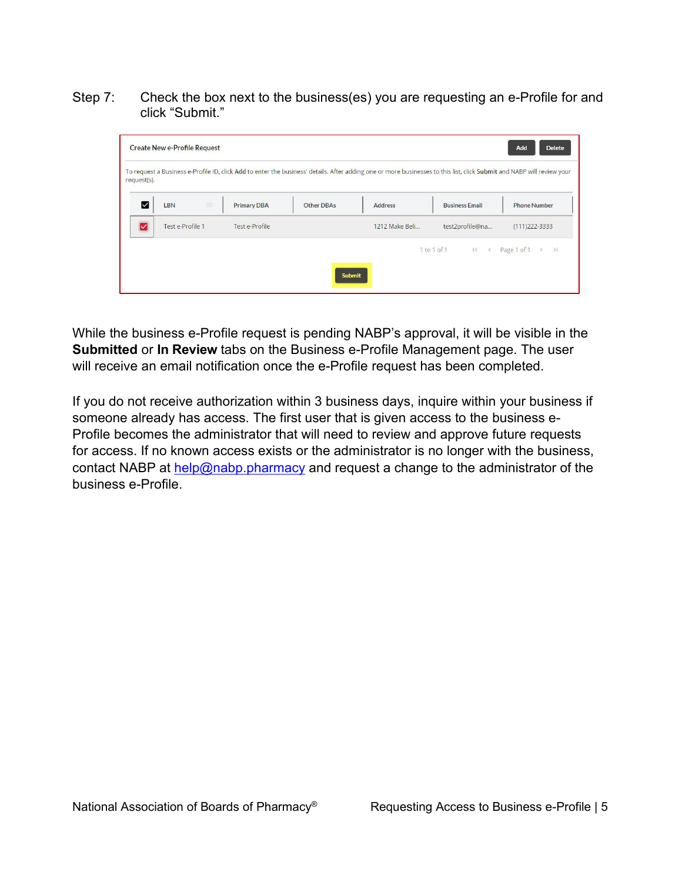Step 7: Check the box next to the business(es) you are requesting an e-Profile for and click "Submit."

Create New e-Profile Request

Add Delete

To request a Business e-Profile ID, click Add to enter the business' details. After adding one or more businesses to this list, click Submit and NABP will review your request(s).

| | LBN | Primary DBA | Other DBAs | Address | Business Email | Phone Number |
|---|---|---|---|---|---|---|
| ☑ | Test e-Profile 1 | Test e-Profile | | 1212 Make Beli... | test2profile@na... | (111)222-3333 |

1 to 1 of 1 Page 1 of 1

Submit

While the business e-Profile request is pending NABP's approval, it will be visible in the **Submitted** or **In Review** tabs on the Business e-Profile Management page. The user will receive an email notification once the e-Profile request has been completed.

If you do not receive authorization within 3 business days, inquire within your business if someone already has access. The first user that is given access to the business e-Profile becomes the administrator that will need to review and approve future requests for access. If no known access exists or the administrator is no longer with the business, contact NABP at help@nabp.pharmacy and request a change to the administrator of the business e-Profile.